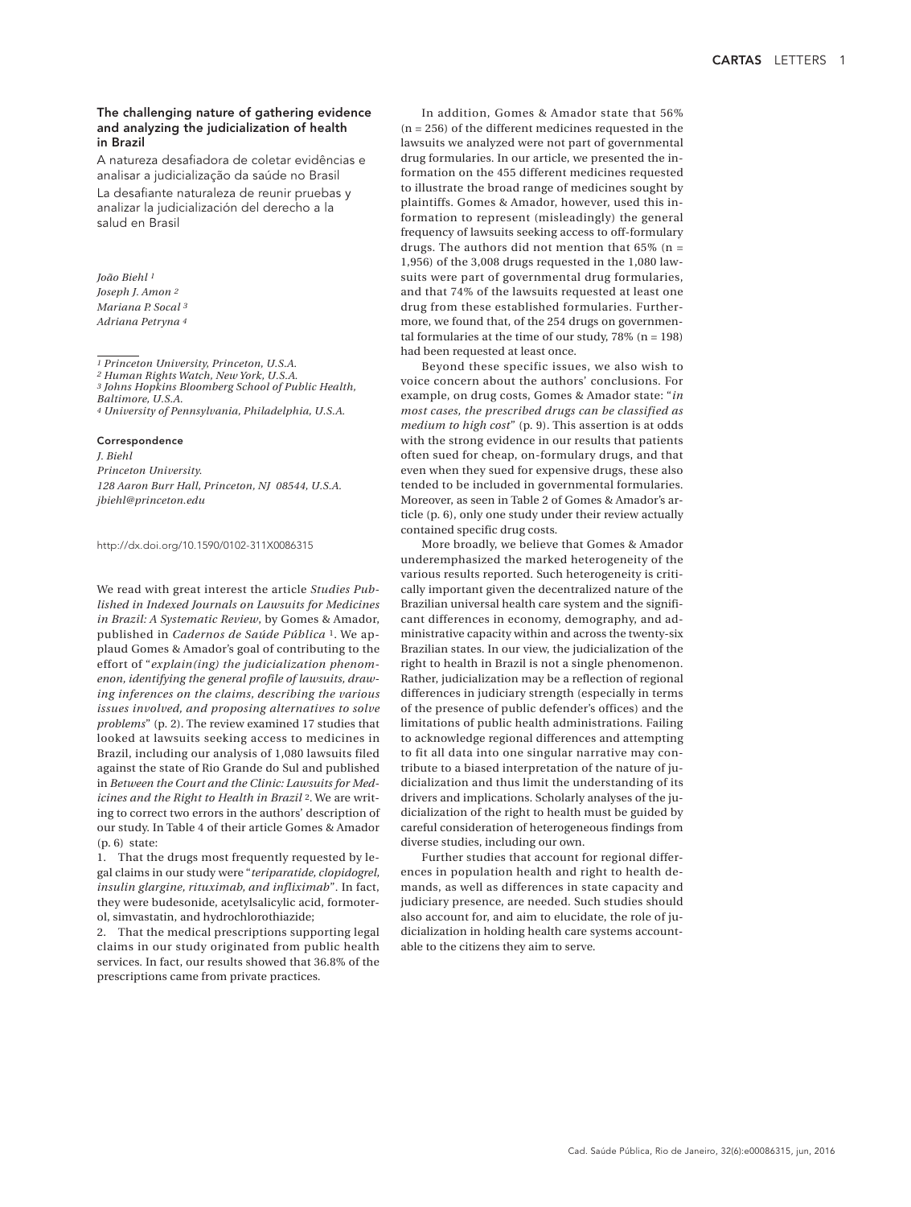## The challenging nature of gathering evidence and analyzing the judicialization of health in Brazil

A natureza desafiadora de coletar evidências e analisar a judicialização da saúde no Brasil

La desafiante naturaleza de reunir pruebas y analizar la judicialización del derecho a la salud en Brasil

*João Biehl* [1]
*Joseph J. Amon* [2]
*Mariana P. Socal* [3]
*Adriana Petryna* [4]

[1] *Princeton University, Princeton, U.S.A.*
[2] *Human Rights Watch, New York, U.S.A.*
[3] *Johns Hopkins Bloomberg School of Public Health, Baltimore, U.S.A.*
[4] *University of Pennsylvania, Philadelphia, U.S.A.*

**Correspondence**
*J. Biehl*
*Princeton University.*
*128 Aaron Burr Hall, Princeton, NJ 08544, U.S.A.*
*jbiehl@princeton.edu*

http://dx.doi.org/10.1590/0102-311X0086315

We read with great interest the article *Studies Published in Indexed Journals on Lawsuits for Medicines in Brazil: A Systematic Review*, by Gomes & Amador, published in *Cadernos de Saúde Pública* [1]. We applaud Gomes & Amador's goal of contributing to the effort of "*explain(ing) the judicialization phenomenon, identifying the general profile of lawsuits, drawing inferences on the claims, describing the various issues involved, and proposing alternatives to solve problems*" (p. 2). The review examined 17 studies that looked at lawsuits seeking access to medicines in Brazil, including our analysis of 1,080 lawsuits filed against the state of Rio Grande do Sul and published in *Between the Court and the Clinic: Lawsuits for Medicines and the Right to Health in Brazil* [2]. We are writing to correct two errors in the authors' description of our study. In Table 4 of their article Gomes & Amador (p. 6) state:

1. That the drugs most frequently requested by legal claims in our study were "*teriparatide, clopidogrel, insulin glargine, rituximab, and infliximab*". In fact, they were budesonide, acetylsalicylic acid, formoterol, simvastatin, and hydrochlorothiazide;
2. That the medical prescriptions supporting legal claims in our study originated from public health services. In fact, our results showed that 36.8% of the prescriptions came from private practices.

In addition, Gomes & Amador state that 56% (n = 256) of the different medicines requested in the lawsuits we analyzed were not part of governmental drug formularies. In our article, we presented the information on the 455 different medicines requested to illustrate the broad range of medicines sought by plaintiffs. Gomes & Amador, however, used this information to represent (misleadingly) the general frequency of lawsuits seeking access to off-formulary drugs. The authors did not mention that 65% (n = 1,956) of the 3,008 drugs requested in the 1,080 lawsuits were part of governmental drug formularies, and that 74% of the lawsuits requested at least one drug from these established formularies. Furthermore, we found that, of the 254 drugs on governmental formularies at the time of our study, 78% (n = 198) had been requested at least once.

Beyond these specific issues, we also wish to voice concern about the authors' conclusions. For example, on drug costs, Gomes & Amador state: "*in most cases, the prescribed drugs can be classified as medium to high cost*" (p. 9). This assertion is at odds with the strong evidence in our results that patients often sued for cheap, on-formulary drugs, and that even when they sued for expensive drugs, these also tended to be included in governmental formularies. Moreover, as seen in Table 2 of Gomes & Amador's article (p. 6), only one study under their review actually contained specific drug costs.

More broadly, we believe that Gomes & Amador underemphasized the marked heterogeneity of the various results reported. Such heterogeneity is critically important given the decentralized nature of the Brazilian universal health care system and the significant differences in economy, demography, and administrative capacity within and across the twenty-six Brazilian states. In our view, the judicialization of the right to health in Brazil is not a single phenomenon. Rather, judicialization may be a reflection of regional differences in judiciary strength (especially in terms of the presence of public defender's offices) and the limitations of public health administrations. Failing to acknowledge regional differences and attempting to fit all data into one singular narrative may contribute to a biased interpretation of the nature of judicialization and thus limit the understanding of its drivers and implications. Scholarly analyses of the judicialization of the right to health must be guided by careful consideration of heterogeneous findings from diverse studies, including our own.

Further studies that account for regional differences in population health and right to health demands, as well as differences in state capacity and judiciary presence, are needed. Such studies should also account for, and aim to elucidate, the role of judicialization in holding health care systems accountable to the citizens they aim to serve.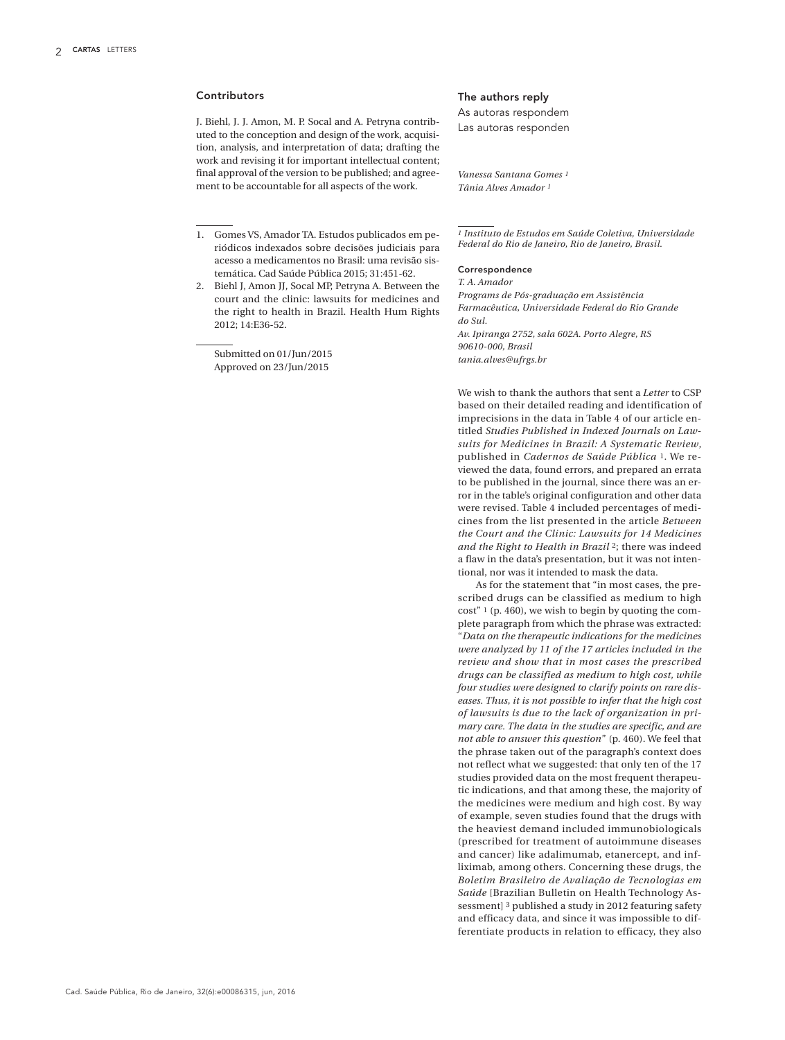## Contributors

J. Biehl, J. J. Amon, M. P. Socal and A. Petryna contributed to the conception and design of the work, acquisition, analysis, and interpretation of data; drafting the work and revising it for important intellectual content; final approval of the version to be published; and agreement to be accountable for all aspects of the work.

1. Gomes VS, Amador TA. Estudos publicados em periódicos indexados sobre decisões judiciais para acesso a medicamentos no Brasil: uma revisão sistemática. Cad Saúde Pública 2015; 31:451-62.
2. Biehl J, Amon JJ, Socal MP, Petryna A. Between the court and the clinic: lawsuits for medicines and the right to health in Brazil. Health Hum Rights 2012; 14:E36-52.

Submitted on 01/Jun/2015
Approved on 23/Jun/2015

## The authors reply

As autoras respondem

Las autoras responden

*Vanessa Santana Gomes* [1]
*Tânia Alves Amador* [1]

[1] *Instituto de Estudos em Saúde Coletiva, Universidade Federal do Rio de Janeiro, Rio de Janeiro, Brasil.*

**Correspondence**
*T. A. Amador*
*Programs de Pós-graduação em Assistência Farmacêutica, Universidade Federal do Rio Grande do Sul.*
*Av. Ipiranga 2752, sala 602A. Porto Alegre, RS 90610-000, Brasil*
*tania.alves@ufrgs.br*

We wish to thank the authors that sent a *Letter* to CSP based on their detailed reading and identification of imprecisions in the data in Table 4 of our article entitled *Studies Published in Indexed Journals on Lawsuits for Medicines in Brazil: A Systematic Review*, published in *Cadernos de Saúde Pública* [1]. We reviewed the data, found errors, and prepared an errata to be published in the journal, since there was an error in the table's original configuration and other data were revised. Table 4 included percentages of medicines from the list presented in the article *Between the Court and the Clinic: Lawsuits for 14 Medicines and the Right to Health in Brazil* [2]; there was indeed a flaw in the data's presentation, but it was not intentional, nor was it intended to mask the data.

As for the statement that "in most cases, the prescribed drugs can be classified as medium to high cost" [1] (p. 460), we wish to begin by quoting the complete paragraph from which the phrase was extracted: "*Data on the therapeutic indications for the medicines were analyzed by 11 of the 17 articles included in the review and show that in most cases the prescribed drugs can be classified as medium to high cost, while four studies were designed to clarify points on rare diseases. Thus, it is not possible to infer that the high cost of lawsuits is due to the lack of organization in primary care. The data in the studies are specific, and are not able to answer this question*" (p. 460). We feel that the phrase taken out of the paragraph's context does not reflect what we suggested: that only ten of the 17 studies provided data on the most frequent therapeutic indications, and that among these, the majority of the medicines were medium and high cost. By way of example, seven studies found that the drugs with the heaviest demand included immunobiologicals (prescribed for treatment of autoimmune diseases and cancer) like adalimumab, etanercept, and infliximab, among others. Concerning these drugs, the *Boletim Brasileiro de Avaliação de Tecnologias em Saúde* [Brazilian Bulletin on Health Technology Assessment] [3] published a study in 2012 featuring safety and efficacy data, and since it was impossible to differentiate products in relation to efficacy, they also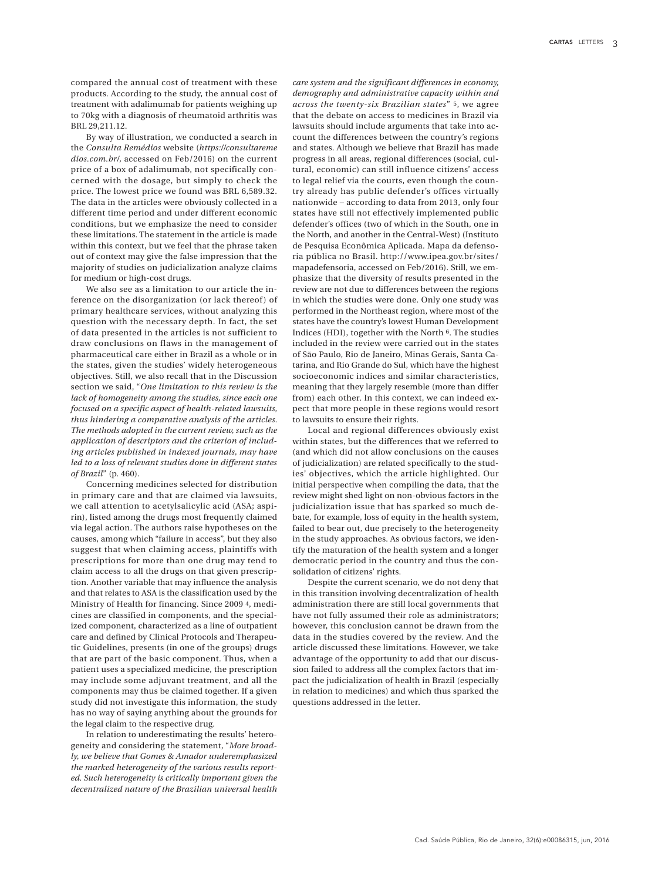compared the annual cost of treatment with these products. According to the study, the annual cost of treatment with adalimumab for patients weighing up to 70kg with a diagnosis of rheumatoid arthritis was BRL 29,211.12.

By way of illustration, we conducted a search in the *Consulta Remédios* website (*https://consultaremedios.com.br/*, accessed on Feb/2016) on the current price of a box of adalimumab, not specifically concerned with the dosage, but simply to check the price. The lowest price we found was BRL 6,589.32. The data in the articles were obviously collected in a different time period and under different economic conditions, but we emphasize the need to consider these limitations. The statement in the article is made within this context, but we feel that the phrase taken out of context may give the false impression that the majority of studies on judicialization analyze claims for medium or high-cost drugs.

We also see as a limitation to our article the inference on the disorganization (or lack thereof) of primary healthcare services, without analyzing this question with the necessary depth. In fact, the set of data presented in the articles is not sufficient to draw conclusions on flaws in the management of pharmaceutical care either in Brazil as a whole or in the states, given the studies' widely heterogeneous objectives. Still, we also recall that in the Discussion section we said, "*One limitation to this review is the lack of homogeneity among the studies, since each one focused on a specific aspect of health-related lawsuits, thus hindering a comparative analysis of the articles. The methods adopted in the current review, such as the application of descriptors and the criterion of including articles published in indexed journals, may have led to a loss of relevant studies done in different states of Brazil*" (p. 460).

Concerning medicines selected for distribution in primary care and that are claimed via lawsuits, we call attention to acetylsalicylic acid (ASA; aspirin), listed among the drugs most frequently claimed via legal action. The authors raise hypotheses on the causes, among which "failure in access", but they also suggest that when claiming access, plaintiffs with prescriptions for more than one drug may tend to claim access to all the drugs on that given prescription. Another variable that may influence the analysis and that relates to ASA is the classification used by the Ministry of Health for financing. Since 2009 [4], medicines are classified in components, and the specialized component, characterized as a line of outpatient care and defined by Clinical Protocols and Therapeutic Guidelines, presents (in one of the groups) drugs that are part of the basic component. Thus, when a patient uses a specialized medicine, the prescription may include some adjuvant treatment, and all the components may thus be claimed together. If a given study did not investigate this information, the study has no way of saying anything about the grounds for the legal claim to the respective drug.

In relation to underestimating the results' heterogeneity and considering the statement, "*More broadly, we believe that Gomes & Amador underemphasized the marked heterogeneity of the various results reported. Such heterogeneity is critically important given the decentralized nature of the Brazilian universal health care system and the significant differences in economy, demography and administrative capacity within and across the twenty-six Brazilian states*" [5], we agree that the debate on access to medicines in Brazil via lawsuits should include arguments that take into account the differences between the country's regions and states. Although we believe that Brazil has made progress in all areas, regional differences (social, cultural, economic) can still influence citizens' access to legal relief via the courts, even though the country already has public defender's offices virtually nationwide – according to data from 2013, only four states have still not effectively implemented public defender's offices (two of which in the South, one in the North, and another in the Central-West) (Instituto de Pesquisa Econômica Aplicada. Mapa da defensoria pública no Brasil. http://www.ipea.gov.br/sites/mapadefensoria, accessed on Feb/2016). Still, we emphasize that the diversity of results presented in the review are not due to differences between the regions in which the studies were done. Only one study was performed in the Northeast region, where most of the states have the country's lowest Human Development Indices (HDI), together with the North [6]. The studies included in the review were carried out in the states of São Paulo, Rio de Janeiro, Minas Gerais, Santa Catarina, and Rio Grande do Sul, which have the highest socioeconomic indices and similar characteristics, meaning that they largely resemble (more than differ from) each other. In this context, we can indeed expect that more people in these regions would resort to lawsuits to ensure their rights.

Local and regional differences obviously exist within states, but the differences that we referred to (and which did not allow conclusions on the causes of judicialization) are related specifically to the studies' objectives, which the article highlighted. Our initial perspective when compiling the data, that the review might shed light on non-obvious factors in the judicialization issue that has sparked so much debate, for example, loss of equity in the health system, failed to bear out, due precisely to the heterogeneity in the study approaches. As obvious factors, we identify the maturation of the health system and a longer democratic period in the country and thus the consolidation of citizens' rights.

Despite the current scenario, we do not deny that in this transition involving decentralization of health administration there are still local governments that have not fully assumed their role as administrators; however, this conclusion cannot be drawn from the data in the studies covered by the review. And the article discussed these limitations. However, we take advantage of the opportunity to add that our discussion failed to address all the complex factors that impact the judicialization of health in Brazil (especially in relation to medicines) and which thus sparked the questions addressed in the letter.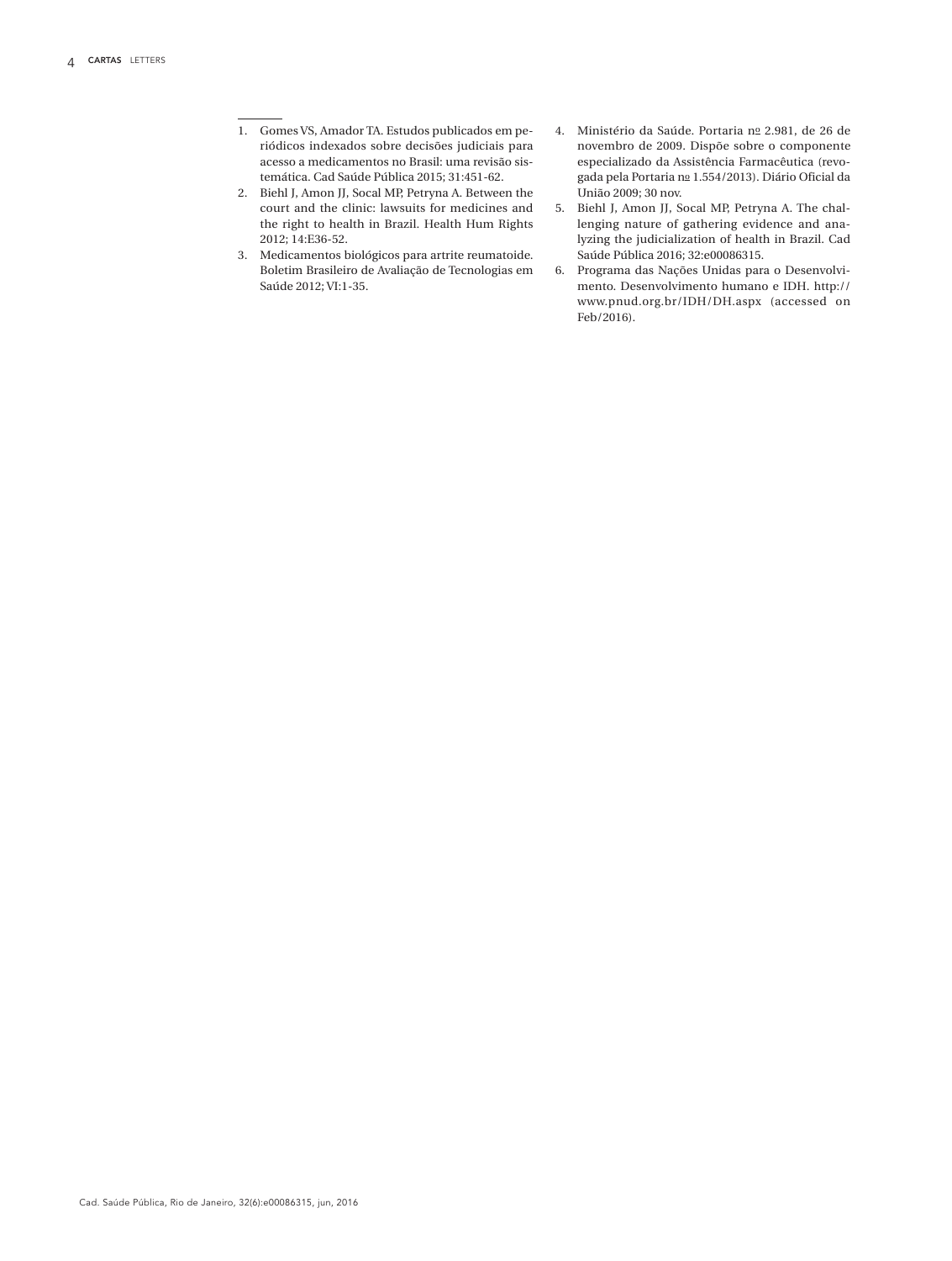1. Gomes VS, Amador TA. Estudos publicados em periódicos indexados sobre decisões judiciais para acesso a medicamentos no Brasil: uma revisão sistemática. Cad Saúde Pública 2015; 31:451-62.
2. Biehl J, Amon JJ, Socal MP, Petryna A. Between the court and the clinic: lawsuits for medicines and the right to health in Brazil. Health Hum Rights 2012; 14:E36-52.
3. Medicamentos biológicos para artrite reumatoide. Boletim Brasileiro de Avaliação de Tecnologias em Saúde 2012; VI:1-35.
4. Ministério da Saúde. Portaria nº 2.981, de 26 de novembro de 2009. Dispõe sobre o componente especializado da Assistência Farmacêutica (revogada pela Portaria nº 1.554/2013). Diário Oficial da União 2009; 30 nov.
5. Biehl J, Amon JJ, Socal MP, Petryna A. The challenging nature of gathering evidence and analyzing the judicialization of health in Brazil. Cad Saúde Pública 2016; 32:e00086315.
6. Programa das Nações Unidas para o Desenvolvimento. Desenvolvimento humano e IDH. http://www.pnud.org.br/IDH/DH.aspx (accessed on Feb/2016).